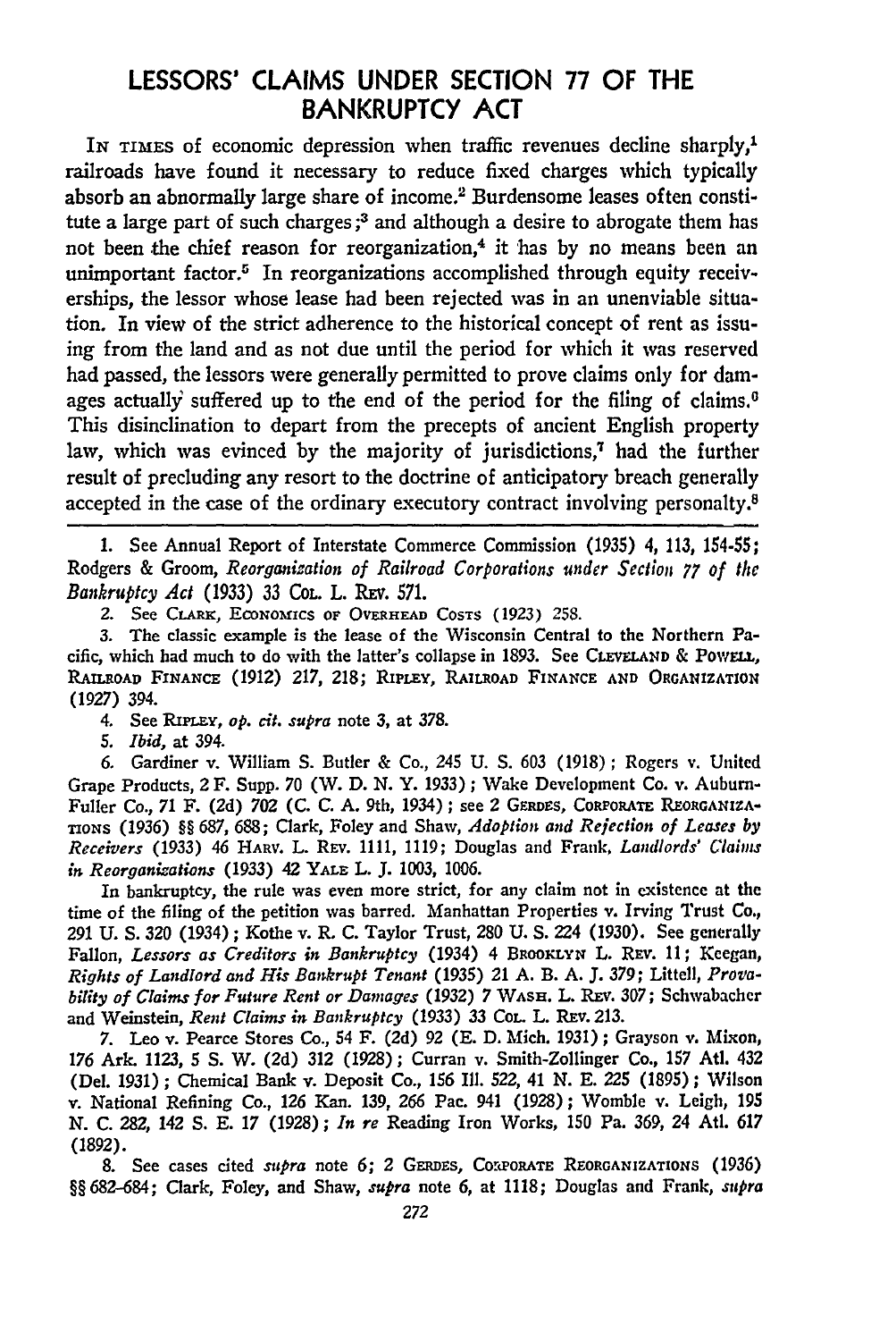# LESSORS' CLAIMS UNDER SECTION 77 OF THE BANKRUPTCY ACT

IN TIMES of economic depression when traffic revenues decline sharply,[1] railroads have found it necessary to reduce fixed charges which typically absorb an abnormally large share of income.[2] Burdensome leases often constitute a large part of such charges;[3] and although a desire to abrogate them has not been the chief reason for reorganization,[4] it has by no means been an unimportant factor.[5] In reorganizations accomplished through equity receiverships, the lessor whose lease had been rejected was in an unenviable situation. In view of the strict adherence to the historical concept of rent as issuing from the land and as not due until the period for which it was reserved had passed, the lessors were generally permitted to prove claims only for damages actually suffered up to the end of the period for the filing of claims.[6] This disinclination to depart from the precepts of ancient English property law, which was evinced by the majority of jurisdictions,[7] had the further result of precluding any resort to the doctrine of anticipatory breach generally accepted in the case of the ordinary executory contract involving personalty.[8]

---

1. See Annual Report of Interstate Commerce Commission (1935) 4, 113, 154-55; Rodgers & Groom, *Reorganization of Railroad Corporations under Section 77 of the Bankruptcy Act* (1933) 33 COL. L. REV. 571.

2. See CLARK, ECONOMICS OF OVERHEAD COSTS (1923) 258.

3. The classic example is the lease of the Wisconsin Central to the Northern Pacific, which had much to do with the latter's collapse in 1893. See CLEVELAND & POWELL, RAILROAD FINANCE (1912) 217, 218; RIPLEY, RAILROAD FINANCE AND ORGANIZATION (1927) 394.

4. See RIPLEY, *op. cit. supra* note 3, at 378.

5. *Ibid*, at 394.

6. Gardiner v. William S. Butler & Co., 245 U. S. 603 (1918); Rogers v. United Grape Products, 2 F. Supp. 70 (W. D. N. Y. 1933); Wake Development Co. v. Auburn-Fuller Co., 71 F. (2d) 702 (C. C. A. 9th, 1934); see 2 GERDES, CORPORATE REORGANIZATIONS (1936) §§ 687, 688; Clark, Foley and Shaw, *Adoption and Rejection of Leases by Receivers* (1933) 46 HARV. L. REV. 1111, 1119; Douglas and Frank, *Landlords' Claims in Reorganizations* (1933) 42 YALE L. J. 1003, 1006.

In bankruptcy, the rule was even more strict, for any claim not in existence at the time of the filing of the petition was barred. Manhattan Properties v. Irving Trust Co., 291 U. S. 320 (1934); Kothe v. R. C. Taylor Trust, 280 U. S. 224 (1930). See generally Fallon, *Lessors as Creditors in Bankruptcy* (1934) 4 BROOKLYN L. REV. 11; Keegan, *Rights of Landlord and His Bankrupt Tenant* (1935) 21 A. B. A. J. 379; Littell, *Provability of Claims for Future Rent or Damages* (1932) 7 WASH. L. REV. 307; Schwabacher and Weinstein, *Rent Claims in Bankruptcy* (1933) 33 COL. L. REV. 213.

7. Leo v. Pearce Stores Co., 54 F. (2d) 92 (E. D. Mich. 1931); Grayson v. Mixon, 176 Ark. 1123, 5 S. W. (2d) 312 (1928); Curran v. Smith-Zollinger Co., 157 Atl. 432 (Del. 1931); Chemical Bank v. Deposit Co., 156 Ill. 522, 41 N. E. 225 (1895); Wilson v. National Refining Co., 126 Kan. 139, 266 Pac. 941 (1928); Womble v. Leigh, 195 N. C. 282, 142 S. E. 17 (1928); *In re* Reading Iron Works, 150 Pa. 369, 24 Atl. 617 (1892).

8. See cases cited *supra* note 6; 2 GERDES, CORPORATE REORGANIZATIONS (1936) §§ 682-684; Clark, Foley, and Shaw, *supra* note 6, at 1118; Douglas and Frank, *supra*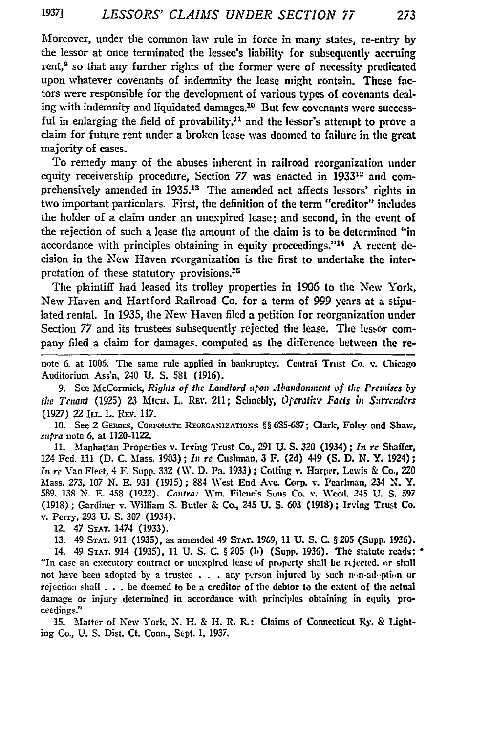Moreover, under the common law rule in force in many states, re-entry by the lessor at once terminated the lessee's liability for subsequently accruing rent,[9] so that any further rights of the former were of necessity predicated upon whatever covenants of indemnity the lease might contain. These factors were responsible for the development of various types of covenants dealing with indemnity and liquidated damages.[10] But few covenants were successful in enlarging the field of provability,[11] and the lessor's attempt to prove a claim for future rent under a broken lease was doomed to failure in the great majority of cases.

To remedy many of the abuses inherent in railroad reorganization under equity receivership procedure, Section 77 was enacted in 1933[12] and comprehensively amended in 1935.[13] The amended act affects lessors' rights in two important particulars. First, the definition of the term "creditor" includes the holder of a claim under an unexpired lease; and second, in the event of the rejection of such a lease the amount of the claim is to be determined "in accordance with principles obtaining in equity proceedings."[14] A recent decision in the New Haven reorganization is the first to undertake the interpretation of these statutory provisions.[15]

The plaintiff had leased its trolley properties in 1906 to the New York, New Haven and Hartford Railroad Co. for a term of 999 years at a stipulated rental. In 1935, the New Haven filed a petition for reorganization under Section 77 and its trustees subsequently rejected the lease. The lessor company filed a claim for damages, computed as the difference between the re-

---

note 6. at 1006. The same rule applied in bankruptcy. Central Trust Co. v. Chicago Auditorium Ass'n, 240 U. S. 581 (1916).

9. See McCormick, *Rights of the Landlord upon Abandonment of the Premises by the Tenant* (1925) 23 Mich. L. Rev. 211; Schnebly, *Operative Facts in Surrenders* (1927) 22 Ill. L. Rev. 117.

10. See 2 Gerdes, Corporate Reorganizations §§ 685-687; Clark, Foley and Shaw, *supra* note 6, at 1120-1122.

11. Manhattan Properties v. Irving Trust Co., 291 U. S. 320 (1934); *In re* Shaffer, 124 Fed. 111 (D. C. Mass. 1903); *In re* Cushman, 3 F. (2d) 449 (S. D. N. Y. 1924); *In re* Van Fleet, 4 F. Supp. 332 (W. D. Pa. 1933); Cotting v. Harper, Lewis & Co., 220 Mass. 273, 107 N. E. 931 (1915); 884 West End Ave. Corp. v. Pearlman, 234 N. Y. 589, 138 N. E. 458 (1922). *Contra:* Wm. Filene's Sons Co. v. Weed, 245 U. S. 597 (1918); Gardiner v. William S. Butler & Co., 245 U. S. 603 (1918); Irving Trust Co. v. Perry, 293 U. S. 307 (1934).

12. 47 Stat. 1474 (1933).

13. 49 Stat. 911 (1935), as amended 49 Stat. 1969, 11 U. S. C. § 205 (Supp. 1936).

14. 49 Stat. 914 (1935), 11 U. S. C. § 205 (b) (Supp. 1936). The statute reads: "In case an executory contract or unexpired lease of property shall be rejected, or shall not have been adopted by a trustee . . . any person injured by such non-adoption or rejection shall . . . be deemed to be a creditor of the debtor to the extent of the actual damage or injury determined in accordance with principles obtaining in equity proceedings."

15. Matter of New York, N. H. & H. R. R.: Claims of Connecticut Ry. & Lighting Co., U. S. Dist. Ct. Conn., Sept. 1, 1937.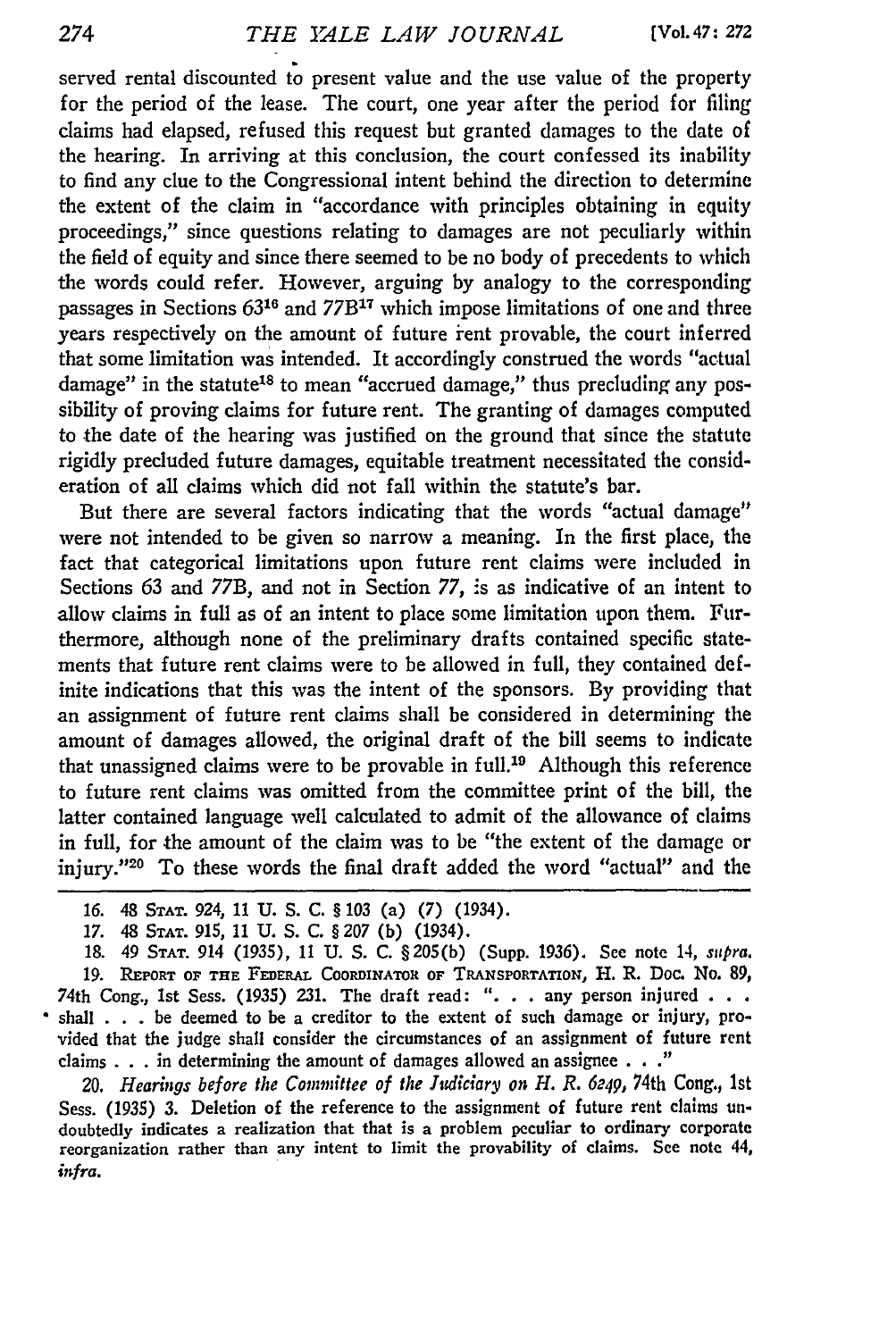served rental discounted to present value and the use value of the property for the period of the lease. The court, one year after the period for filing claims had elapsed, refused this request but granted damages to the date of the hearing. In arriving at this conclusion, the court confessed its inability to find any clue to the Congressional intent behind the direction to determine the extent of the claim in "accordance with principles obtaining in equity proceedings," since questions relating to damages are not peculiarly within the field of equity and since there seemed to be no body of precedents to which the words could refer. However, arguing by analogy to the corresponding passages in Sections 63[16] and 77B[17] which impose limitations of one and three years respectively on the amount of future rent provable, the court inferred that some limitation was intended. It accordingly construed the words "actual damage" in the statute[18] to mean "accrued damage," thus precluding any possibility of proving claims for future rent. The granting of damages computed to the date of the hearing was justified on the ground that since the statute rigidly precluded future damages, equitable treatment necessitated the consideration of all claims which did not fall within the statute's bar.

But there are several factors indicating that the words "actual damage" were not intended to be given so narrow a meaning. In the first place, the fact that categorical limitations upon future rent claims were included in Sections 63 and 77B, and not in Section 77, is as indicative of an intent to allow claims in full as of an intent to place some limitation upon them. Furthermore, although none of the preliminary drafts contained specific statements that future rent claims were to be allowed in full, they contained definite indications that this was the intent of the sponsors. By providing that an assignment of future rent claims shall be considered in determining the amount of damages allowed, the original draft of the bill seems to indicate that unassigned claims were to be provable in full.[19] Although this reference to future rent claims was omitted from the committee print of the bill, the latter contained language well calculated to admit of the allowance of claims in full, for the amount of the claim was to be "the extent of the damage or injury."[20] To these words the final draft added the word "actual" and the

---

16. 48 STAT. 924, 11 U. S. C. § 103 (a) (7) (1934).

17. 48 STAT. 915, 11 U. S. C. § 207 (b) (1934).

18. 49 STAT. 914 (1935), 11 U. S. C. § 205(b) (Supp. 1936). See note 14, *supra*.

19. REPORT OF THE FEDERAL COORDINATOR OF TRANSPORTATION, H. R. DOC. No. 89, 74th Cong., 1st Sess. (1935) 231. The draft read: ". . . any person injured . . . shall . . . be deemed to be a creditor to the extent of such damage or injury, provided that the judge shall consider the circumstances of an assignment of future rent claims . . . in determining the amount of damages allowed an assignee . . ."

20. *Hearings before the Committee of the Judiciary on H. R. 6249*, 74th Cong., 1st Sess. (1935) 3. Deletion of the reference to the assignment of future rent claims undoubtedly indicates a realization that that is a problem peculiar to ordinary corporate reorganization rather than any intent to limit the provability of claims. See note 44, *infra*.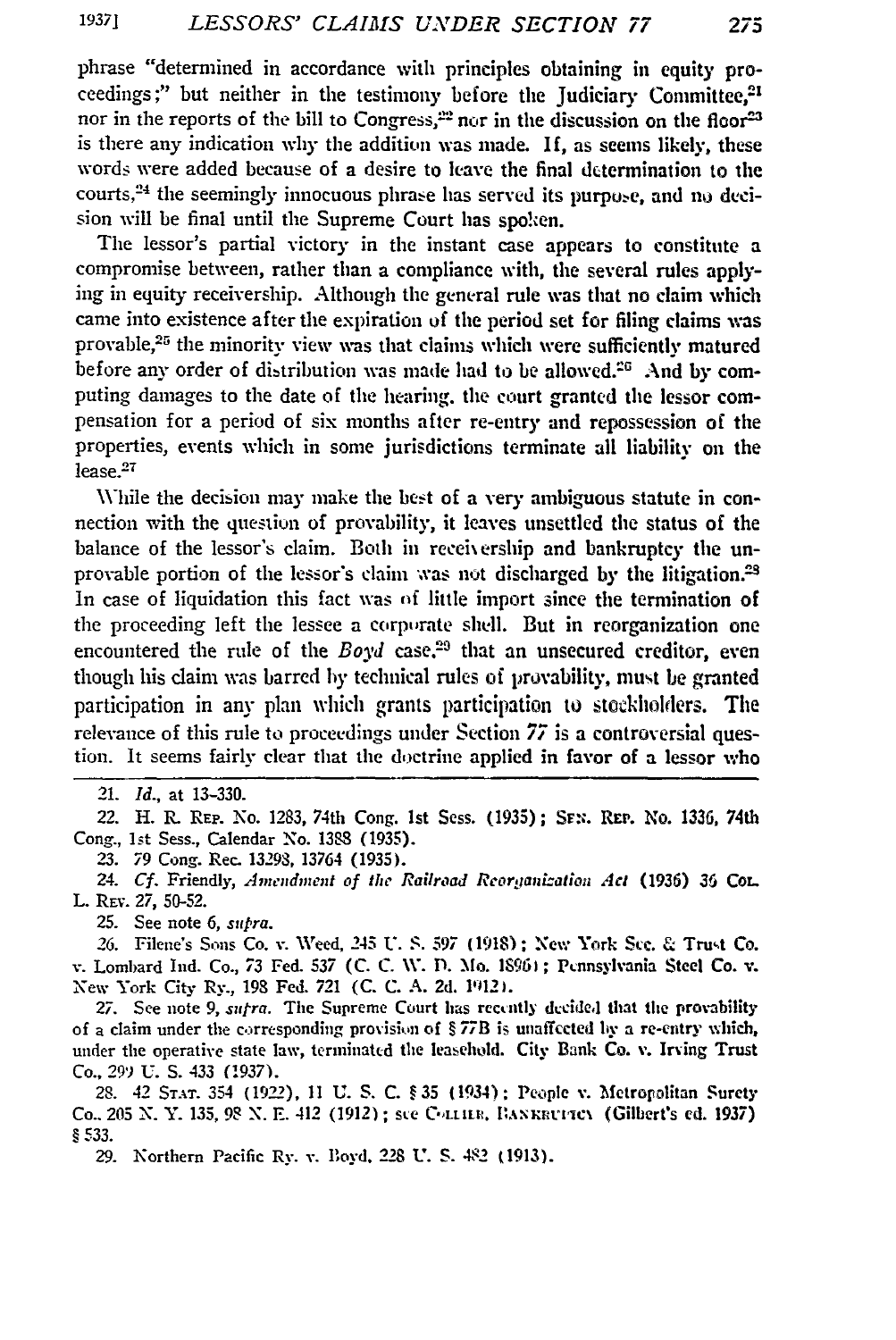phrase "determined in accordance with principles obtaining in equity proceedings;" but neither in the testimony before the Judiciary Committee,[21] nor in the reports of the bill to Congress,[22] nor in the discussion on the floor[23] is there any indication why the addition was made. If, as seems likely, these words were added because of a desire to leave the final determination to the courts,[24] the seemingly innocuous phrase has served its purpose, and no decision will be final until the Supreme Court has spoken.

The lessor's partial victory in the instant case appears to constitute a compromise between, rather than a compliance with, the several rules applying in equity receivership. Although the general rule was that no claim which came into existence after the expiration of the period set for filing claims was provable,[25] the minority view was that claims which were sufficiently matured before any order of distribution was made had to be allowed.[26] And by computing damages to the date of the hearing, the court granted the lessor compensation for a period of six months after re-entry and repossession of the properties, events which in some jurisdictions terminate all liability on the lease.[27]

While the decision may make the best of a very ambiguous statute in connection with the question of provability, it leaves unsettled the status of the balance of the lessor's claim. Both in receivership and bankruptcy the unprovable portion of the lessor's claim was not discharged by the litigation.[28] In case of liquidation this fact was of little import since the termination of the proceeding left the lessee a corporate shell. But in reorganization one encountered the rule of the *Boyd* case,[29] that an unsecured creditor, even though his claim was barred by technical rules of provability, must be granted participation in any plan which grants participation to stockholders. The relevance of this rule to proceedings under Section 77 is a controversial question. It seems fairly clear that the doctrine applied in favor of a lessor who

---

21. *Id.*, at 13-330.

22. H. R. Rep. No. 1283, 74th Cong. 1st Sess. (1935); Sen. Rep. No. 1336, 74th Cong., 1st Sess., Calendar No. 1388 (1935).

23. 79 Cong. Rec. 13298, 13764 (1935).

24. *Cf.* Friendly, *Amendment of the Railroad Reorganization Act* (1936) 36 Col. L. Rev. 27, 50-52.

25. See note 6, *supra*.

26. Filene's Sons Co. v. Weed, 245 U. S. 597 (1918); New York Sec. & Trust Co. v. Lombard Ind. Co., 73 Fed. 537 (C. C. W. D. Mo. 1896); Pennsylvania Steel Co. v. New York City Ry., 198 Fed. 721 (C. C. A. 2d, 1912).

27. See note 9, *supra*. The Supreme Court has recently decided that the provability of a claim under the corresponding provision of § 77B is unaffected by a re-entry which, under the operative state law, terminated the leasehold. City Bank Co. v. Irving Trust Co., 299 U. S. 433 (1937).

28. 42 Stat. 354 (1922), 11 U. S. C. § 35 (1934); People v. Metropolitan Surety Co., 205 N. Y. 135, 98 N. E. 412 (1912); see Collier, Bankruptcy (Gilbert's ed. 1937) § 533.

29. Northern Pacific Ry. v. Boyd, 228 U. S. 482 (1913).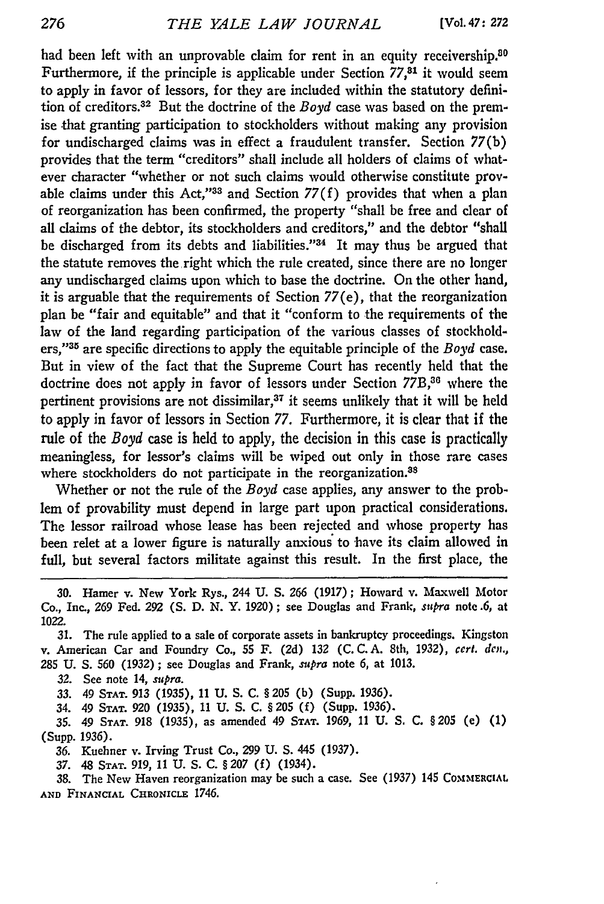had been left with an unprovable claim for rent in an equity receivership.[30] Furthermore, if the principle is applicable under Section 77,[31] it would seem to apply in favor of lessors, for they are included within the statutory definition of creditors.[32] But the doctrine of the *Boyd* case was based on the premise that granting participation to stockholders without making any provision for undischarged claims was in effect a fraudulent transfer. Section 77(b) provides that the term "creditors" shall include all holders of claims of whatever character "whether or not such claims would otherwise constitute provable claims under this Act,"[33] and Section 77(f) provides that when a plan of reorganization has been confirmed, the property "shall be free and clear of all claims of the debtor, its stockholders and creditors," and the debtor "shall be discharged from its debts and liabilities."[34] It may thus be argued that the statute removes the right which the rule created, since there are no longer any undischarged claims upon which to base the doctrine. On the other hand, it is arguable that the requirements of Section 77(e), that the reorganization plan be "fair and equitable" and that it "conform to the requirements of the law of the land regarding participation of the various classes of stockholders,"[35] are specific directions to apply the equitable principle of the *Boyd* case. But in view of the fact that the Supreme Court has recently held that the doctrine does not apply in favor of lessors under Section 77B,[36] where the pertinent provisions are not dissimilar,[37] it seems unlikely that it will be held to apply in favor of lessors in Section 77. Furthermore, it is clear that if the rule of the *Boyd* case is held to apply, the decision in this case is practically meaningless, for lessor's claims will be wiped out only in those rare cases where stockholders do not participate in the reorganization.[38]

Whether or not the rule of the *Boyd* case applies, any answer to the problem of provability must depend in large part upon practical considerations. The lessor railroad whose lease has been rejected and whose property has been relet at a lower figure is naturally anxious to have its claim allowed in full, but several factors militate against this result. In the first place, the

---

30. Hamer v. New York Rys., 244 U. S. 266 (1917); Howard v. Maxwell Motor Co., Inc., 269 Fed. 292 (S. D. N. Y. 1920); see Douglas and Frank, *supra* note 6, at 1022.

31. The rule applied to a sale of corporate assets in bankruptcy proceedings. Kingston v. American Car and Foundry Co., 55 F. (2d) 132 (C. C. A. 8th, 1932), *cert. den.*, 285 U. S. 560 (1932); see Douglas and Frank, *supra* note 6, at 1013.

32. See note 14, *supra*.

33. 49 STAT. 913 (1935), 11 U. S. C. § 205 (b) (Supp. 1936).

34. 49 STAT. 920 (1935), 11 U. S. C. § 205 (f) (Supp. 1936).

35. 49 STAT. 918 (1935), as amended 49 STAT. 1969, 11 U. S. C. § 205 (e) (1) (Supp. 1936).

36. Kuehner v. Irving Trust Co., 299 U. S. 445 (1937).

37. 48 STAT. 919, 11 U. S. C. § 207 (f) (1934).

38. The New Haven reorganization may be such a case. See (1937) 145 COMMERCIAL AND FINANCIAL CHRONICLE 1746.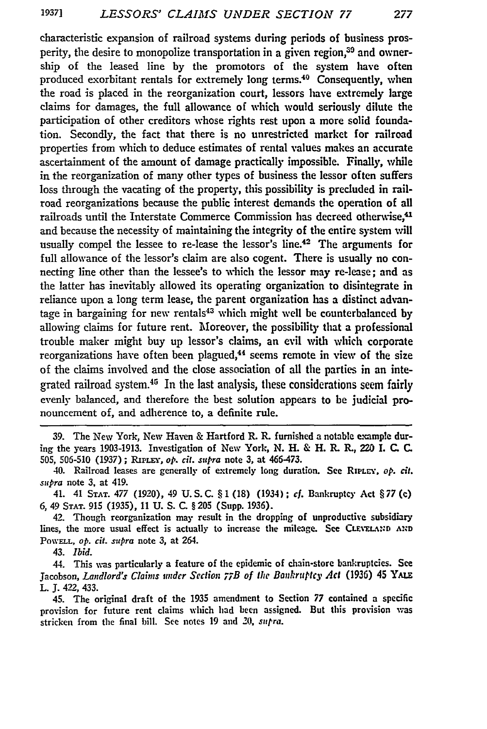characteristic expansion of railroad systems during periods of business prosperity, the desire to monopolize transportation in a given region,[39] and ownership of the leased line by the promoters of the system have often produced exorbitant rentals for extremely long terms.[40] Consequently, when the road is placed in the reorganization court, lessors have extremely large claims for damages, the full allowance of which would seriously dilute the participation of other creditors whose rights rest upon a more solid foundation. Secondly, the fact that there is no unrestricted market for railroad properties from which to deduce estimates of rental values makes an accurate ascertainment of the amount of damage practically impossible. Finally, while in the reorganization of many other types of business the lessor often suffers loss through the vacating of the property, this possibility is precluded in railroad reorganizations because the public interest demands the operation of all railroads until the Interstate Commerce Commission has decreed otherwise,[41] and because the necessity of maintaining the integrity of the entire system will usually compel the lessee to re-lease the lessor's line.[42] The arguments for full allowance of the lessor's claim are also cogent. There is usually no connecting line other than the lessee's to which the lessor may re-lease; and as the latter has inevitably allowed its operating organization to disintegrate in reliance upon a long term lease, the parent organization has a distinct advantage in bargaining for new rentals[43] which might well be counterbalanced by allowing claims for future rent. Moreover, the possibility that a professional trouble maker might buy up lessor's claims, an evil with which corporate reorganizations have often been plagued,[44] seems remote in view of the size of the claims involved and the close association of all the parties in an integrated railroad system.[45] In the last analysis, these considerations seem fairly evenly balanced, and therefore the best solution appears to be judicial pronouncement of, and adherence to, a definite rule.

---

39. The New York, New Haven & Hartford R. R. furnished a notable example during the years 1903-1913. Investigation of New York, N. H. & H. R. R., 220 I. C. C. 505, 506-510 (1937); RIPLEY, *op. cit. supra* note 3, at 466-473.

40. Railroad leases are generally of extremely long duration. See RIPLEY, *op. cit. supra* note 3, at 419.

41. 41 STAT. 477 (1920), 49 U. S. C. § 1 (18) (1934); *cf.* Bankruptcy Act § 77 (c) 6, 49 STAT. 915 (1935), 11 U. S. C. § 205 (Supp. 1936).

42. Though reorganization may result in the dropping of unproductive subsidiary lines, the more usual effect is actually to increase the mileage. See CLEVELAND AND POWELL, *op. cit. supra* note 3, at 264.

43. *Ibid.*

44. This was particularly a feature of the epidemic of chain-store bankruptcies. See Jacobson, *Landlord's Claims under Section 77B of the Bankruptcy Act* (1936) 45 YALE L. J. 422, 433.

45. The original draft of the 1935 amendment to Section 77 contained a specific provision for future rent claims which had been assigned. But this provision was stricken from the final bill. See notes 19 and 20, *supra.*